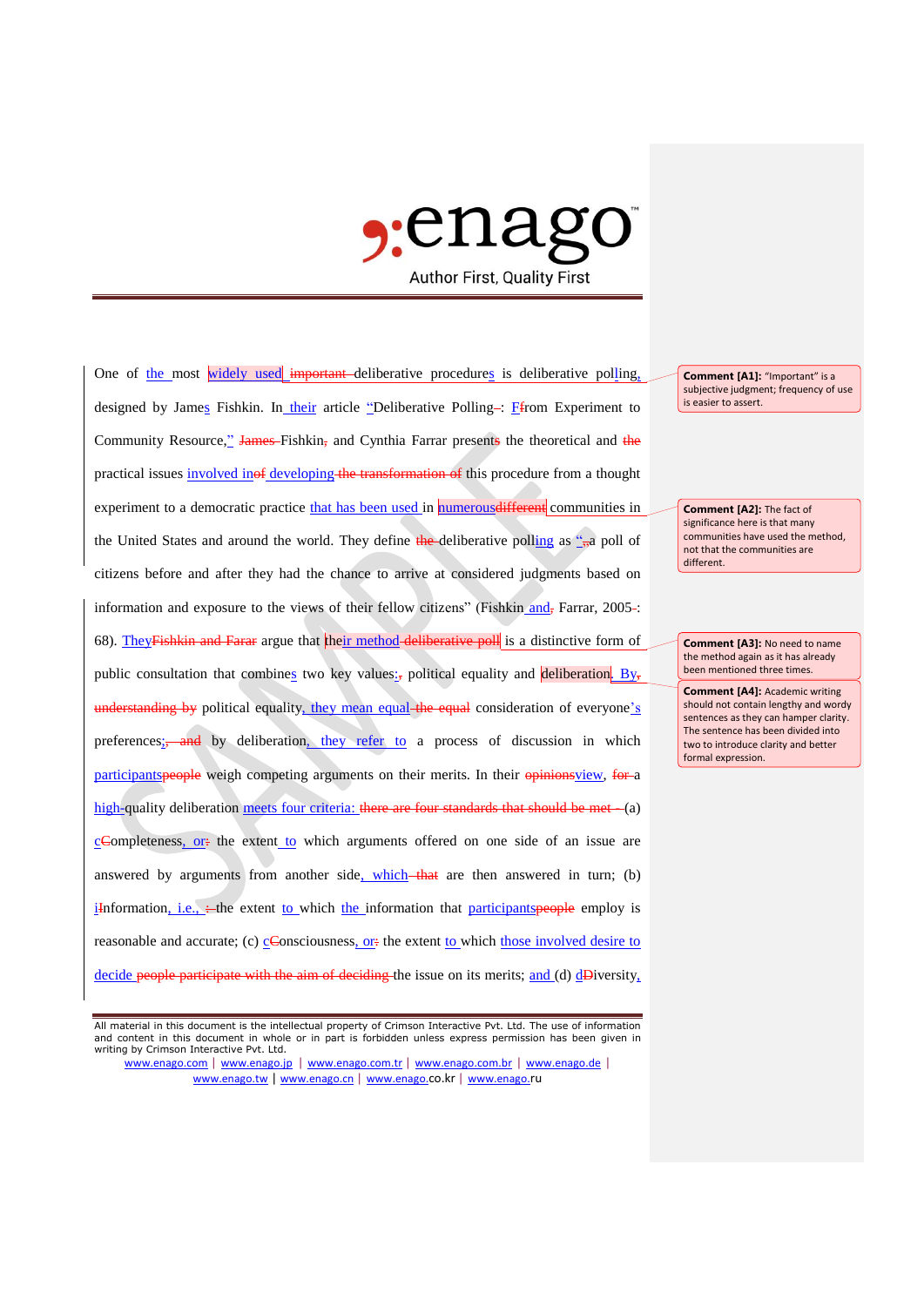One of the most widely used ~~important~~ deliberative procedures is deliberative polling, designed by James Fishkin. In their article "Deliberative Polling~~–~~: ~~F~~from Experiment to Community Resource," ~~James~~ Fishkin~~,~~ and Cynthia Farrar present~~s~~ the theoretical and ~~the~~ practical issues involved in~~of~~ developing ~~the transformation of~~ this procedure from a thought experiment to a democratic practice that has been used in numerous~~different~~ communities in the United States and around the world. They define ~~the~~ deliberative polling as "~~,~~a poll of citizens before and after they had the chance to arrive at considered judgments based on information and exposure to the views of their fellow citizens" (Fishkin and~~,~~ Farrar, 2005~~-~~: 68). They~~Fishkin and Farar~~ argue that their method ~~deliberative poll~~ is a distinctive form of public consultation that combines two key values:~~,~~ political equality and deliberation. By~~,~~ ~~understanding by~~ political equality, they mean equal ~~the equal~~ consideration of everyone's preferences;~~, and~~ by deliberation, they refer to a process of discussion in which participants~~people~~ weigh competing arguments on their merits. In their ~~opinions~~view, ~~for~~ a high-quality deliberation meets four criteria: ~~there are four standards that should be met -~~ (a) c~~C~~ompleteness, or~~:~~ the extent to which arguments offered on one side of an issue are answered by arguments from another side, which ~~that~~ are then answered in turn; (b) i~~I~~nformation, i.e., ~~:~~ the extent to which the information that participants~~people~~ employ is reasonable and accurate; (c) c~~C~~onsciousness, or~~:~~ the extent to which those involved desire to decide ~~people participate with the aim of deciding~~ the issue on its merits; and (d) d~~D~~iversity,

**Comment [A1]:** "Important" is a subjective judgment; frequency of use is easier to assert.

**Comment [A2]:** The fact of significance here is that many communities have used the method, not that the communities are different.

**Comment [A3]:** No need to name the method again as it has already been mentioned three times.

**Comment [A4]:** Academic writing should not contain lengthy and wordy sentences as they can hamper clarity. The sentence has been divided into two to introduce clarity and better formal expression.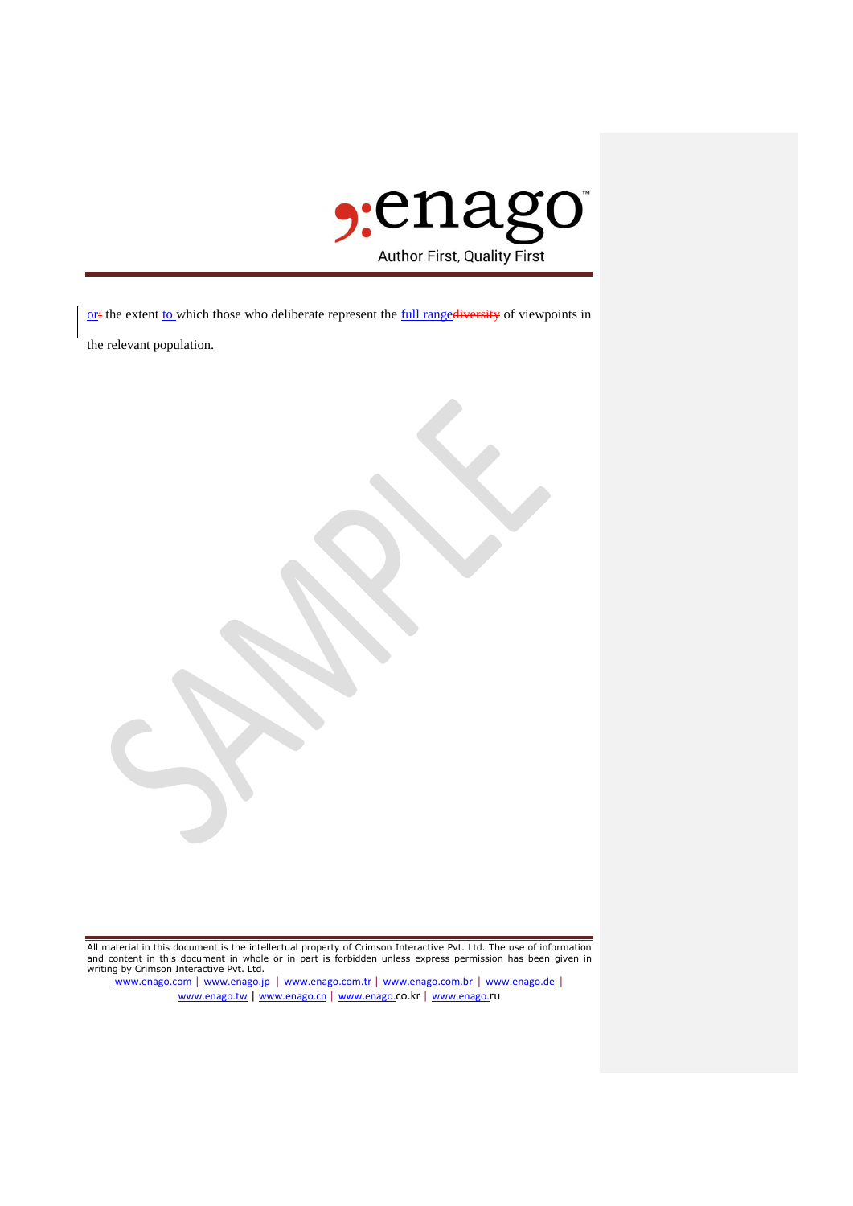or: the extent to which those who deliberate represent the full rangediversity of viewpoints in the relevant population.